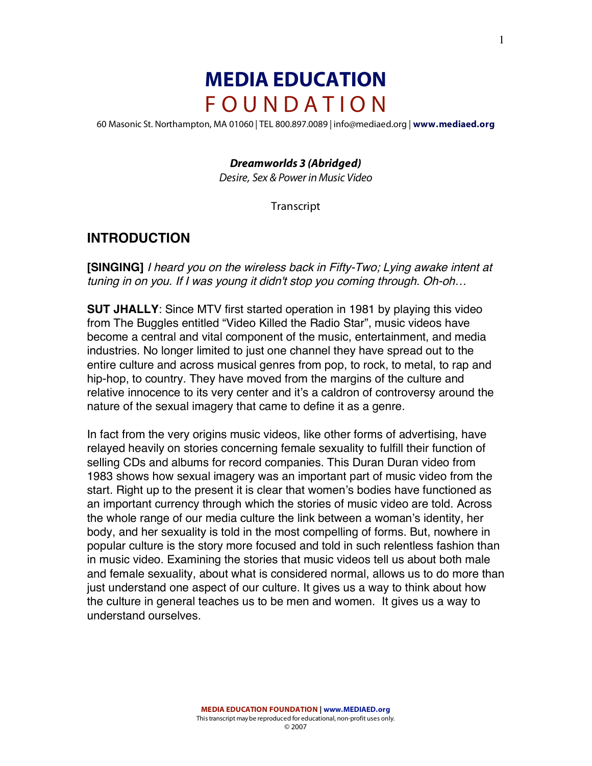# MEDIA EDUCATION FOUNDATION

60 Masonic St. Northampton, MA 01060 | TEL 800.897.0089 | info@mediaed.org | **www.mediaed.org**

***Dreamworlds 3 (Abridged)***

*Desire, Sex & Power in Music Video*

Transcript

## INTRODUCTION

**[SINGING]** *I heard you on the wireless back in Fifty-Two; Lying awake intent at tuning in on you. If I was young it didn't stop you coming through. Oh-oh…*

**SUT JHALLY**: Since MTV first started operation in 1981 by playing this video from The Buggles entitled "Video Killed the Radio Star", music videos have become a central and vital component of the music, entertainment, and media industries. No longer limited to just one channel they have spread out to the entire culture and across musical genres from pop, to rock, to metal, to rap and hip-hop, to country. They have moved from the margins of the culture and relative innocence to its very center and it's a caldron of controversy around the nature of the sexual imagery that came to define it as a genre.

In fact from the very origins music videos, like other forms of advertising, have relayed heavily on stories concerning female sexuality to fulfill their function of selling CDs and albums for record companies. This Duran Duran video from 1983 shows how sexual imagery was an important part of music video from the start. Right up to the present it is clear that women's bodies have functioned as an important currency through which the stories of music video are told. Across the whole range of our media culture the link between a woman's identity, her body, and her sexuality is told in the most compelling of forms. But, nowhere in popular culture is the story more focused and told in such relentless fashion than in music video. Examining the stories that music videos tell us about both male and female sexuality, about what is considered normal, allows us to do more than just understand one aspect of our culture. It gives us a way to think about how the culture in general teaches us to be men and women. It gives us a way to understand ourselves.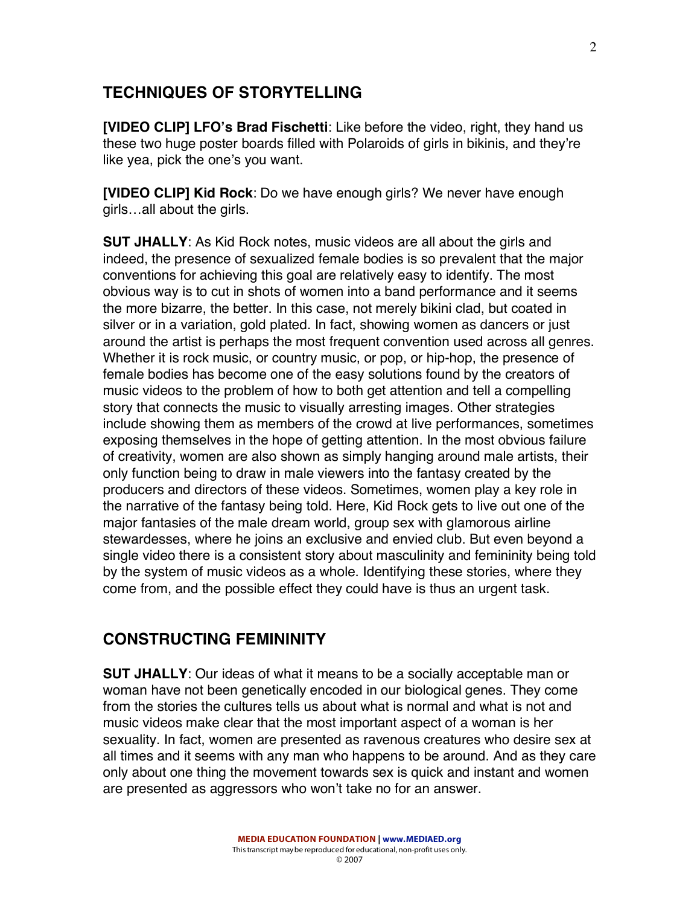## TECHNIQUES OF STORYTELLING

**[VIDEO CLIP] LFO's Brad Fischetti**: Like before the video, right, they hand us these two huge poster boards filled with Polaroids of girls in bikinis, and they're like yea, pick the one's you want.

**[VIDEO CLIP] Kid Rock**: Do we have enough girls? We never have enough girls…all about the girls.

**SUT JHALLY**: As Kid Rock notes, music videos are all about the girls and indeed, the presence of sexualized female bodies is so prevalent that the major conventions for achieving this goal are relatively easy to identify. The most obvious way is to cut in shots of women into a band performance and it seems the more bizarre, the better. In this case, not merely bikini clad, but coated in silver or in a variation, gold plated. In fact, showing women as dancers or just around the artist is perhaps the most frequent convention used across all genres. Whether it is rock music, or country music, or pop, or hip-hop, the presence of female bodies has become one of the easy solutions found by the creators of music videos to the problem of how to both get attention and tell a compelling story that connects the music to visually arresting images. Other strategies include showing them as members of the crowd at live performances, sometimes exposing themselves in the hope of getting attention. In the most obvious failure of creativity, women are also shown as simply hanging around male artists, their only function being to draw in male viewers into the fantasy created by the producers and directors of these videos. Sometimes, women play a key role in the narrative of the fantasy being told. Here, Kid Rock gets to live out one of the major fantasies of the male dream world, group sex with glamorous airline stewardesses, where he joins an exclusive and envied club. But even beyond a single video there is a consistent story about masculinity and femininity being told by the system of music videos as a whole. Identifying these stories, where they come from, and the possible effect they could have is thus an urgent task.

## CONSTRUCTING FEMININITY

**SUT JHALLY**: Our ideas of what it means to be a socially acceptable man or woman have not been genetically encoded in our biological genes. They come from the stories the cultures tells us about what is normal and what is not and music videos make clear that the most important aspect of a woman is her sexuality. In fact, women are presented as ravenous creatures who desire sex at all times and it seems with any man who happens to be around. And as they care only about one thing the movement towards sex is quick and instant and women are presented as aggressors who won't take no for an answer.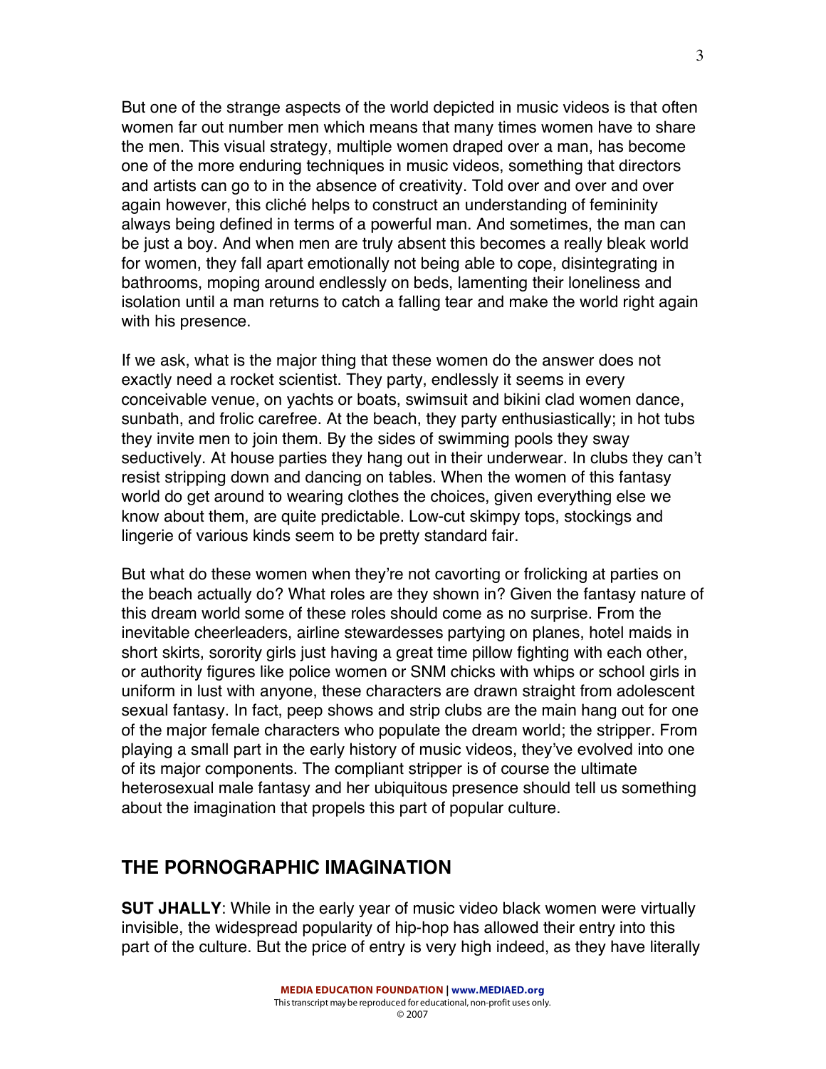But one of the strange aspects of the world depicted in music videos is that often women far out number men which means that many times women have to share the men. This visual strategy, multiple women draped over a man, has become one of the more enduring techniques in music videos, something that directors and artists can go to in the absence of creativity. Told over and over and over again however, this cliché helps to construct an understanding of femininity always being defined in terms of a powerful man. And sometimes, the man can be just a boy. And when men are truly absent this becomes a really bleak world for women, they fall apart emotionally not being able to cope, disintegrating in bathrooms, moping around endlessly on beds, lamenting their loneliness and isolation until a man returns to catch a falling tear and make the world right again with his presence.

If we ask, what is the major thing that these women do the answer does not exactly need a rocket scientist. They party, endlessly it seems in every conceivable venue, on yachts or boats, swimsuit and bikini clad women dance, sunbath, and frolic carefree. At the beach, they party enthusiastically; in hot tubs they invite men to join them. By the sides of swimming pools they sway seductively. At house parties they hang out in their underwear. In clubs they can't resist stripping down and dancing on tables. When the women of this fantasy world do get around to wearing clothes the choices, given everything else we know about them, are quite predictable. Low-cut skimpy tops, stockings and lingerie of various kinds seem to be pretty standard fair.

But what do these women when they're not cavorting or frolicking at parties on the beach actually do? What roles are they shown in? Given the fantasy nature of this dream world some of these roles should come as no surprise. From the inevitable cheerleaders, airline stewardesses partying on planes, hotel maids in short skirts, sorority girls just having a great time pillow fighting with each other, or authority figures like police women or SNM chicks with whips or school girls in uniform in lust with anyone, these characters are drawn straight from adolescent sexual fantasy. In fact, peep shows and strip clubs are the main hang out for one of the major female characters who populate the dream world; the stripper. From playing a small part in the early history of music videos, they've evolved into one of its major components. The compliant stripper is of course the ultimate heterosexual male fantasy and her ubiquitous presence should tell us something about the imagination that propels this part of popular culture.

## THE PORNOGRAPHIC IMAGINATION

**SUT JHALLY**: While in the early year of music video black women were virtually invisible, the widespread popularity of hip-hop has allowed their entry into this part of the culture. But the price of entry is very high indeed, as they have literally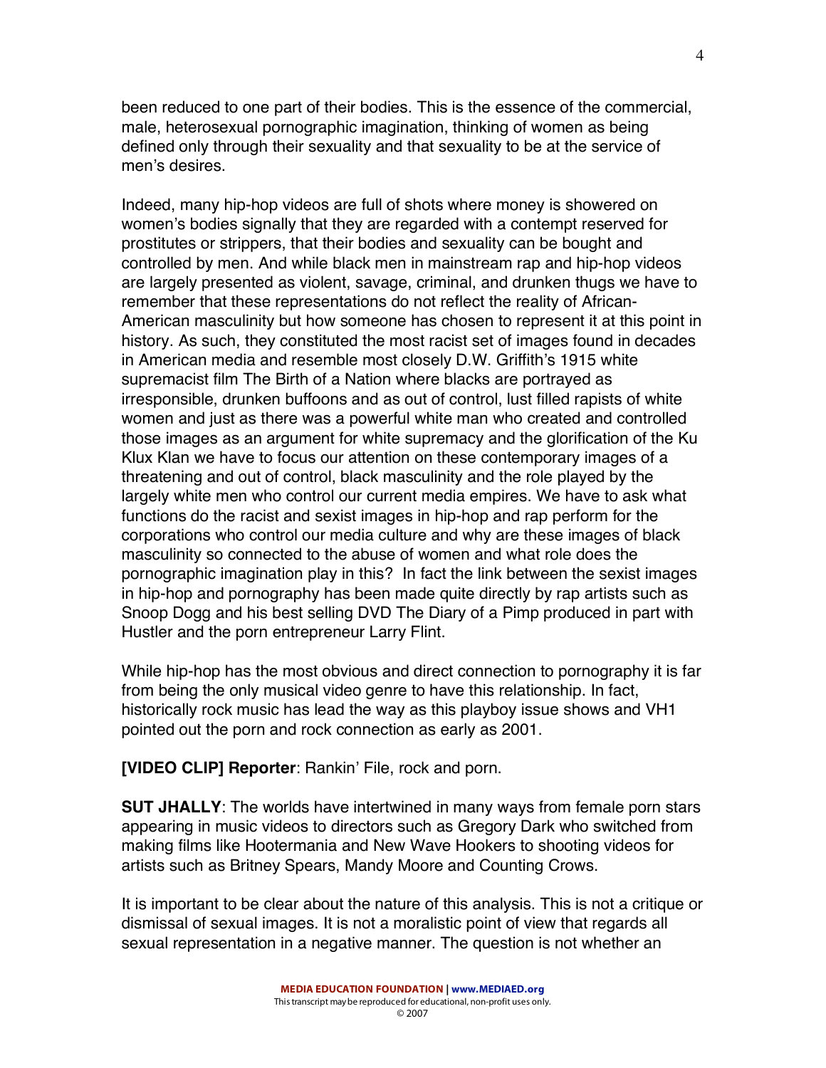been reduced to one part of their bodies. This is the essence of the commercial, male, heterosexual pornographic imagination, thinking of women as being defined only through their sexuality and that sexuality to be at the service of men's desires.

Indeed, many hip-hop videos are full of shots where money is showered on women's bodies signally that they are regarded with a contempt reserved for prostitutes or strippers, that their bodies and sexuality can be bought and controlled by men. And while black men in mainstream rap and hip-hop videos are largely presented as violent, savage, criminal, and drunken thugs we have to remember that these representations do not reflect the reality of African-American masculinity but how someone has chosen to represent it at this point in history. As such, they constituted the most racist set of images found in decades in American media and resemble most closely D.W. Griffith's 1915 white supremacist film The Birth of a Nation where blacks are portrayed as irresponsible, drunken buffoons and as out of control, lust filled rapists of white women and just as there was a powerful white man who created and controlled those images as an argument for white supremacy and the glorification of the Ku Klux Klan we have to focus our attention on these contemporary images of a threatening and out of control, black masculinity and the role played by the largely white men who control our current media empires. We have to ask what functions do the racist and sexist images in hip-hop and rap perform for the corporations who control our media culture and why are these images of black masculinity so connected to the abuse of women and what role does the pornographic imagination play in this?  In fact the link between the sexist images in hip-hop and pornography has been made quite directly by rap artists such as Snoop Dogg and his best selling DVD The Diary of a Pimp produced in part with Hustler and the porn entrepreneur Larry Flint.

While hip-hop has the most obvious and direct connection to pornography it is far from being the only musical video genre to have this relationship. In fact, historically rock music has lead the way as this playboy issue shows and VH1 pointed out the porn and rock connection as early as 2001.

**[VIDEO CLIP] Reporter**: Rankin' File, rock and porn.

**SUT JHALLY**: The worlds have intertwined in many ways from female porn stars appearing in music videos to directors such as Gregory Dark who switched from making films like Hootermania and New Wave Hookers to shooting videos for artists such as Britney Spears, Mandy Moore and Counting Crows.

It is important to be clear about the nature of this analysis. This is not a critique or dismissal of sexual images. It is not a moralistic point of view that regards all sexual representation in a negative manner. The question is not whether an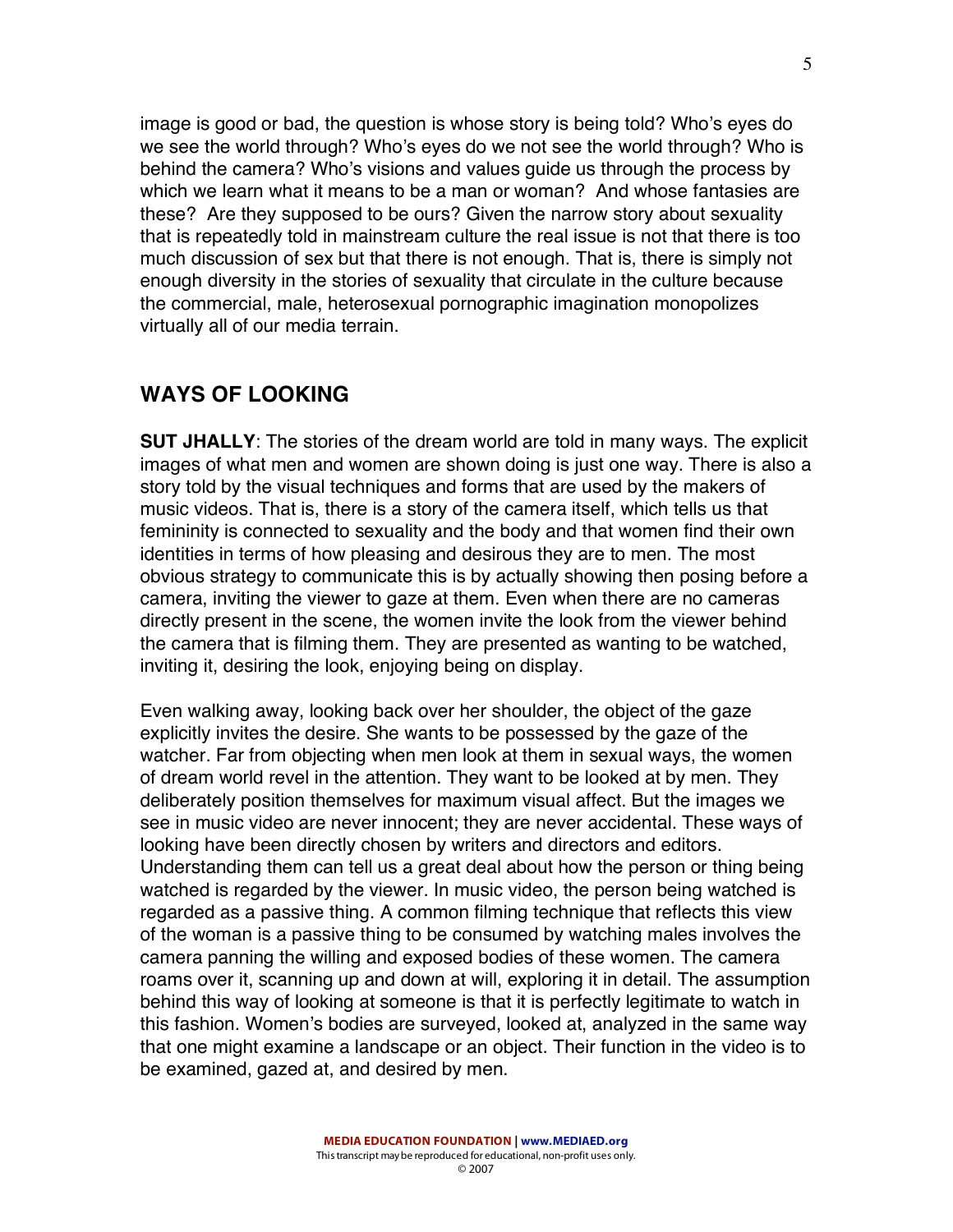image is good or bad, the question is whose story is being told? Who's eyes do we see the world through? Who's eyes do we not see the world through? Who is behind the camera? Who's visions and values guide us through the process by which we learn what it means to be a man or woman? And whose fantasies are these? Are they supposed to be ours? Given the narrow story about sexuality that is repeatedly told in mainstream culture the real issue is not that there is too much discussion of sex but that there is not enough. That is, there is simply not enough diversity in the stories of sexuality that circulate in the culture because the commercial, male, heterosexual pornographic imagination monopolizes virtually all of our media terrain.

## WAYS OF LOOKING

**SUT JHALLY**: The stories of the dream world are told in many ways. The explicit images of what men and women are shown doing is just one way. There is also a story told by the visual techniques and forms that are used by the makers of music videos. That is, there is a story of the camera itself, which tells us that femininity is connected to sexuality and the body and that women find their own identities in terms of how pleasing and desirous they are to men. The most obvious strategy to communicate this is by actually showing then posing before a camera, inviting the viewer to gaze at them. Even when there are no cameras directly present in the scene, the women invite the look from the viewer behind the camera that is filming them. They are presented as wanting to be watched, inviting it, desiring the look, enjoying being on display.

Even walking away, looking back over her shoulder, the object of the gaze explicitly invites the desire. She wants to be possessed by the gaze of the watcher. Far from objecting when men look at them in sexual ways, the women of dream world revel in the attention. They want to be looked at by men. They deliberately position themselves for maximum visual affect. But the images we see in music video are never innocent; they are never accidental. These ways of looking have been directly chosen by writers and directors and editors. Understanding them can tell us a great deal about how the person or thing being watched is regarded by the viewer. In music video, the person being watched is regarded as a passive thing. A common filming technique that reflects this view of the woman is a passive thing to be consumed by watching males involves the camera panning the willing and exposed bodies of these women. The camera roams over it, scanning up and down at will, exploring it in detail. The assumption behind this way of looking at someone is that it is perfectly legitimate to watch in this fashion. Women's bodies are surveyed, looked at, analyzed in the same way that one might examine a landscape or an object. Their function in the video is to be examined, gazed at, and desired by men.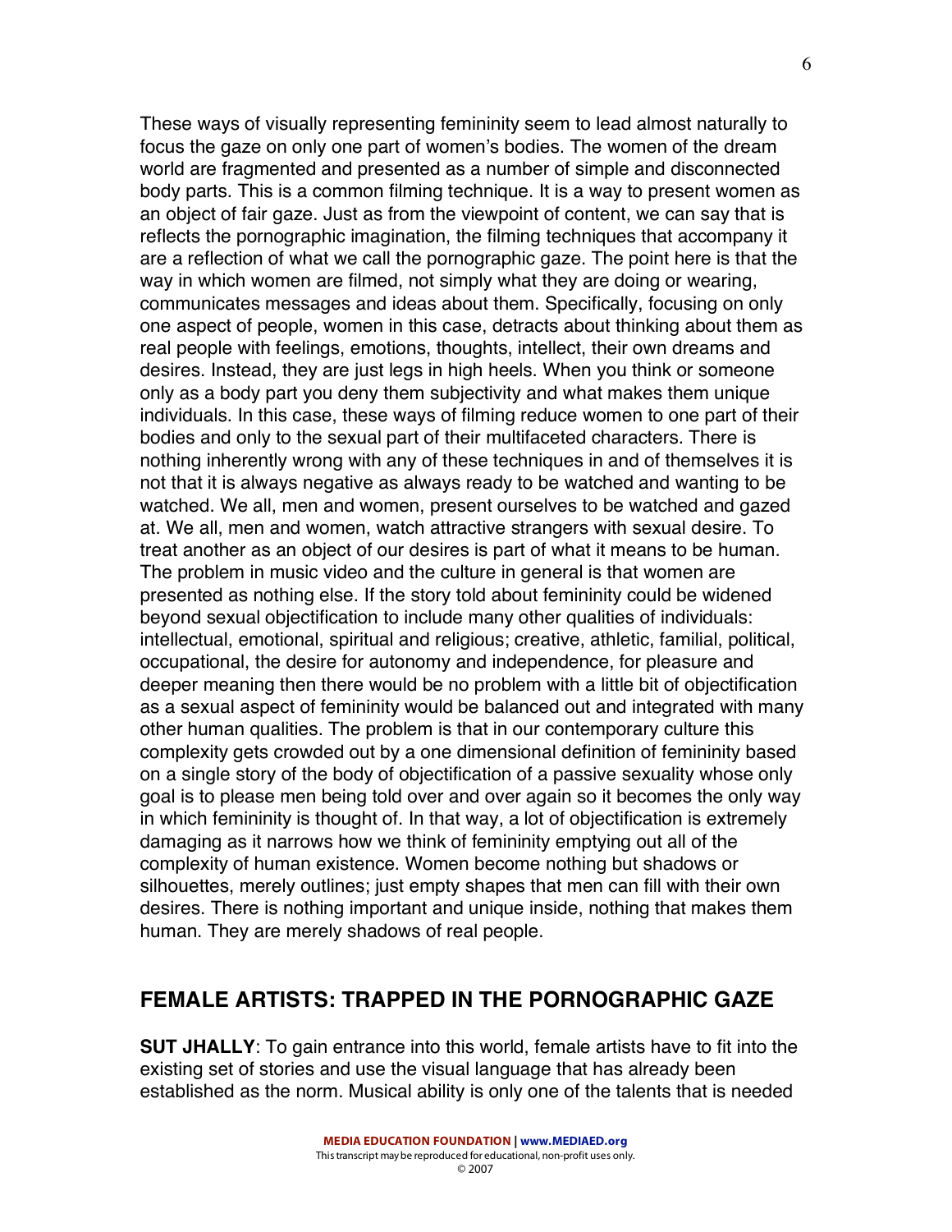These ways of visually representing femininity seem to lead almost naturally to focus the gaze on only one part of women's bodies. The women of the dream world are fragmented and presented as a number of simple and disconnected body parts. This is a common filming technique. It is a way to present women as an object of fair gaze. Just as from the viewpoint of content, we can say that is reflects the pornographic imagination, the filming techniques that accompany it are a reflection of what we call the pornographic gaze. The point here is that the way in which women are filmed, not simply what they are doing or wearing, communicates messages and ideas about them. Specifically, focusing on only one aspect of people, women in this case, detracts about thinking about them as real people with feelings, emotions, thoughts, intellect, their own dreams and desires. Instead, they are just legs in high heels. When you think or someone only as a body part you deny them subjectivity and what makes them unique individuals. In this case, these ways of filming reduce women to one part of their bodies and only to the sexual part of their multifaceted characters. There is nothing inherently wrong with any of these techniques in and of themselves it is not that it is always negative as always ready to be watched and wanting to be watched. We all, men and women, present ourselves to be watched and gazed at. We all, men and women, watch attractive strangers with sexual desire. To treat another as an object of our desires is part of what it means to be human. The problem in music video and the culture in general is that women are presented as nothing else. If the story told about femininity could be widened beyond sexual objectification to include many other qualities of individuals: intellectual, emotional, spiritual and religious; creative, athletic, familial, political, occupational, the desire for autonomy and independence, for pleasure and deeper meaning then there would be no problem with a little bit of objectification as a sexual aspect of femininity would be balanced out and integrated with many other human qualities. The problem is that in our contemporary culture this complexity gets crowded out by a one dimensional definition of femininity based on a single story of the body of objectification of a passive sexuality whose only goal is to please men being told over and over again so it becomes the only way in which femininity is thought of. In that way, a lot of objectification is extremely damaging as it narrows how we think of femininity emptying out all of the complexity of human existence. Women become nothing but shadows or silhouettes, merely outlines; just empty shapes that men can fill with their own desires. There is nothing important and unique inside, nothing that makes them human. They are merely shadows of real people.

## FEMALE ARTISTS: TRAPPED IN THE PORNOGRAPHIC GAZE

**SUT JHALLY**: To gain entrance into this world, female artists have to fit into the existing set of stories and use the visual language that has already been established as the norm. Musical ability is only one of the talents that is needed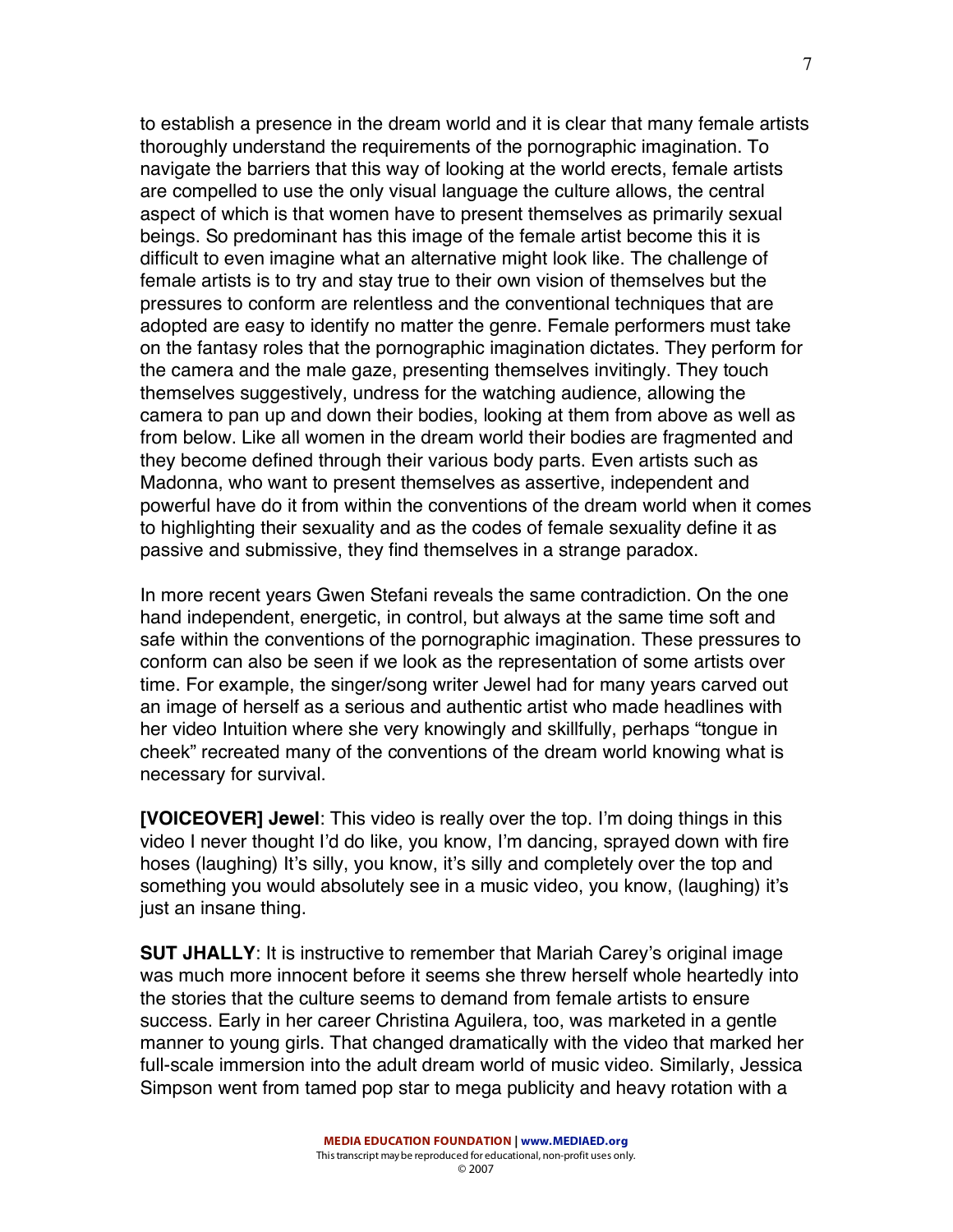to establish a presence in the dream world and it is clear that many female artists thoroughly understand the requirements of the pornographic imagination. To navigate the barriers that this way of looking at the world erects, female artists are compelled to use the only visual language the culture allows, the central aspect of which is that women have to present themselves as primarily sexual beings. So predominant has this image of the female artist become this it is difficult to even imagine what an alternative might look like. The challenge of female artists is to try and stay true to their own vision of themselves but the pressures to conform are relentless and the conventional techniques that are adopted are easy to identify no matter the genre. Female performers must take on the fantasy roles that the pornographic imagination dictates. They perform for the camera and the male gaze, presenting themselves invitingly. They touch themselves suggestively, undress for the watching audience, allowing the camera to pan up and down their bodies, looking at them from above as well as from below. Like all women in the dream world their bodies are fragmented and they become defined through their various body parts. Even artists such as Madonna, who want to present themselves as assertive, independent and powerful have do it from within the conventions of the dream world when it comes to highlighting their sexuality and as the codes of female sexuality define it as passive and submissive, they find themselves in a strange paradox.

In more recent years Gwen Stefani reveals the same contradiction. On the one hand independent, energetic, in control, but always at the same time soft and safe within the conventions of the pornographic imagination. These pressures to conform can also be seen if we look as the representation of some artists over time. For example, the singer/song writer Jewel had for many years carved out an image of herself as a serious and authentic artist who made headlines with her video Intuition where she very knowingly and skillfully, perhaps "tongue in cheek" recreated many of the conventions of the dream world knowing what is necessary for survival.

**[VOICEOVER] Jewel**: This video is really over the top. I'm doing things in this video I never thought I'd do like, you know, I'm dancing, sprayed down with fire hoses (laughing) It's silly, you know, it's silly and completely over the top and something you would absolutely see in a music video, you know, (laughing) it's just an insane thing.

**SUT JHALLY**: It is instructive to remember that Mariah Carey's original image was much more innocent before it seems she threw herself whole heartedly into the stories that the culture seems to demand from female artists to ensure success. Early in her career Christina Aguilera, too, was marketed in a gentle manner to young girls. That changed dramatically with the video that marked her full-scale immersion into the adult dream world of music video. Similarly, Jessica Simpson went from tamed pop star to mega publicity and heavy rotation with a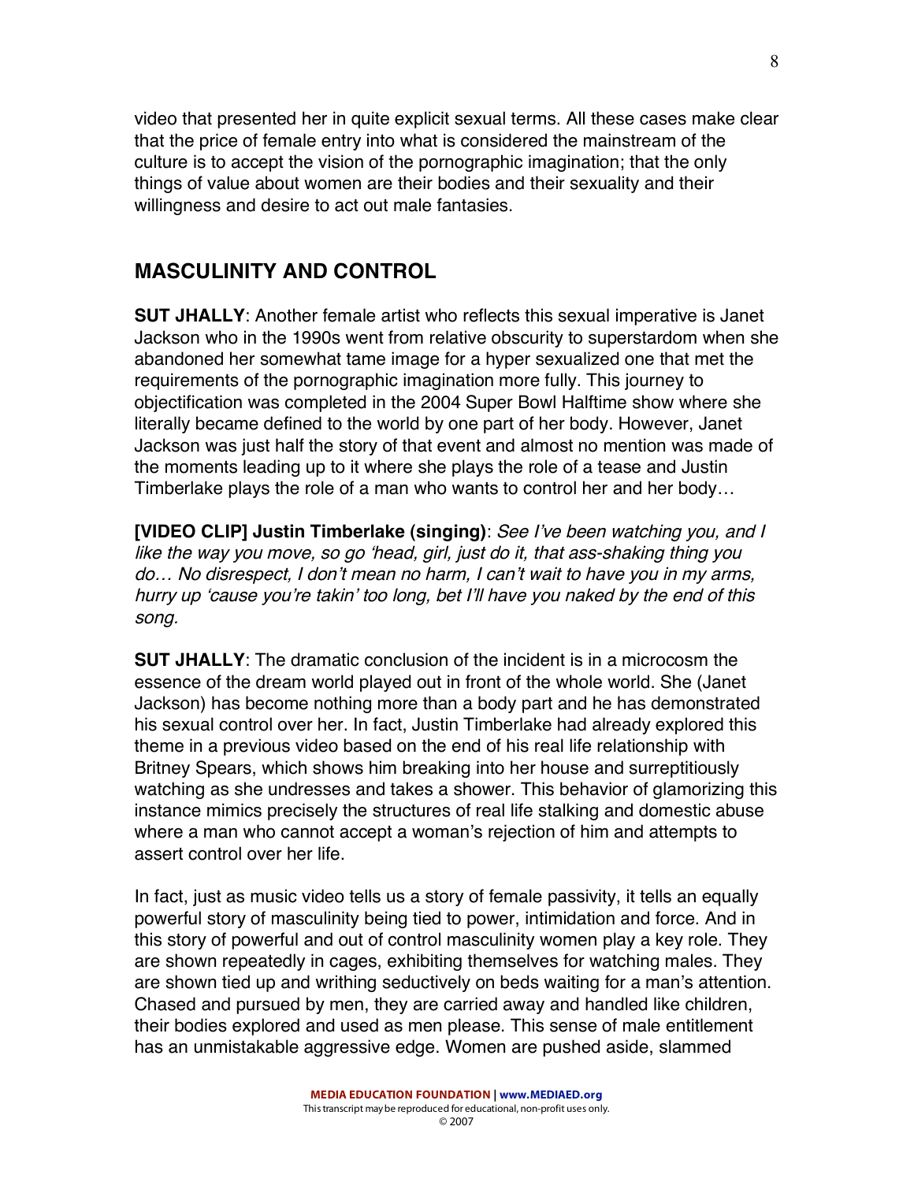video that presented her in quite explicit sexual terms. All these cases make clear that the price of female entry into what is considered the mainstream of the culture is to accept the vision of the pornographic imagination; that the only things of value about women are their bodies and their sexuality and their willingness and desire to act out male fantasies.

## MASCULINITY AND CONTROL

**SUT JHALLY**: Another female artist who reflects this sexual imperative is Janet Jackson who in the 1990s went from relative obscurity to superstardom when she abandoned her somewhat tame image for a hyper sexualized one that met the requirements of the pornographic imagination more fully. This journey to objectification was completed in the 2004 Super Bowl Halftime show where she literally became defined to the world by one part of her body. However, Janet Jackson was just half the story of that event and almost no mention was made of the moments leading up to it where she plays the role of a tease and Justin Timberlake plays the role of a man who wants to control her and her body…

**[VIDEO CLIP] Justin Timberlake (singing)**: *See I've been watching you, and I like the way you move, so go 'head, girl, just do it, that ass-shaking thing you do… No disrespect, I don't mean no harm, I can't wait to have you in my arms, hurry up 'cause you're takin' too long, bet I'll have you naked by the end of this song.*

**SUT JHALLY**: The dramatic conclusion of the incident is in a microcosm the essence of the dream world played out in front of the whole world. She (Janet Jackson) has become nothing more than a body part and he has demonstrated his sexual control over her. In fact, Justin Timberlake had already explored this theme in a previous video based on the end of his real life relationship with Britney Spears, which shows him breaking into her house and surreptitiously watching as she undresses and takes a shower. This behavior of glamorizing this instance mimics precisely the structures of real life stalking and domestic abuse where a man who cannot accept a woman's rejection of him and attempts to assert control over her life.

In fact, just as music video tells us a story of female passivity, it tells an equally powerful story of masculinity being tied to power, intimidation and force. And in this story of powerful and out of control masculinity women play a key role. They are shown repeatedly in cages, exhibiting themselves for watching males. They are shown tied up and writhing seductively on beds waiting for a man's attention. Chased and pursued by men, they are carried away and handled like children, their bodies explored and used as men please. This sense of male entitlement has an unmistakable aggressive edge. Women are pushed aside, slammed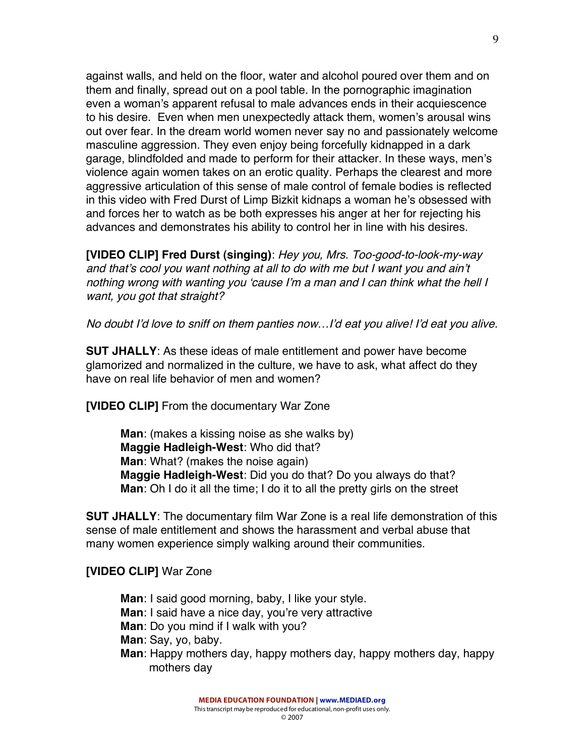against walls, and held on the floor, water and alcohol poured over them and on them and finally, spread out on a pool table. In the pornographic imagination even a woman's apparent refusal to male advances ends in their acquiescence to his desire. Even when men unexpectedly attack them, women's arousal wins out over fear. In the dream world women never say no and passionately welcome masculine aggression. They even enjoy being forcefully kidnapped in a dark garage, blindfolded and made to perform for their attacker. In these ways, men's violence again women takes on an erotic quality. Perhaps the clearest and more aggressive articulation of this sense of male control of female bodies is reflected in this video with Fred Durst of Limp Bizkit kidnaps a woman he's obsessed with and forces her to watch as be both expresses his anger at her for rejecting his advances and demonstrates his ability to control her in line with his desires.

**[VIDEO CLIP] Fred Durst (singing)**: *Hey you, Mrs. Too-good-to-look-my-way and that's cool you want nothing at all to do with me but I want you and ain't nothing wrong with wanting you 'cause I'm a man and I can think what the hell I want, you got that straight?*

*No doubt I'd love to sniff on them panties now…I'd eat you alive! I'd eat you alive.*

**SUT JHALLY**: As these ideas of male entitlement and power have become glamorized and normalized in the culture, we have to ask, what affect do they have on real life behavior of men and women?

**[VIDEO CLIP]** From the documentary War Zone

> **Man**: (makes a kissing noise as she walks by)
> **Maggie Hadleigh-West**: Who did that?
> **Man**: What? (makes the noise again)
> **Maggie Hadleigh-West**: Did you do that? Do you always do that?
> **Man**: Oh I do it all the time; I do it to all the pretty girls on the street

**SUT JHALLY**: The documentary film War Zone is a real life demonstration of this sense of male entitlement and shows the harassment and verbal abuse that many women experience simply walking around their communities.

**[VIDEO CLIP]** War Zone

> **Man**: I said good morning, baby, I like your style.
> **Man**: I said have a nice day, you're very attractive
> **Man**: Do you mind if I walk with you?
> **Man**: Say, yo, baby.
> **Man**: Happy mothers day, happy mothers day, happy mothers day, happy mothers day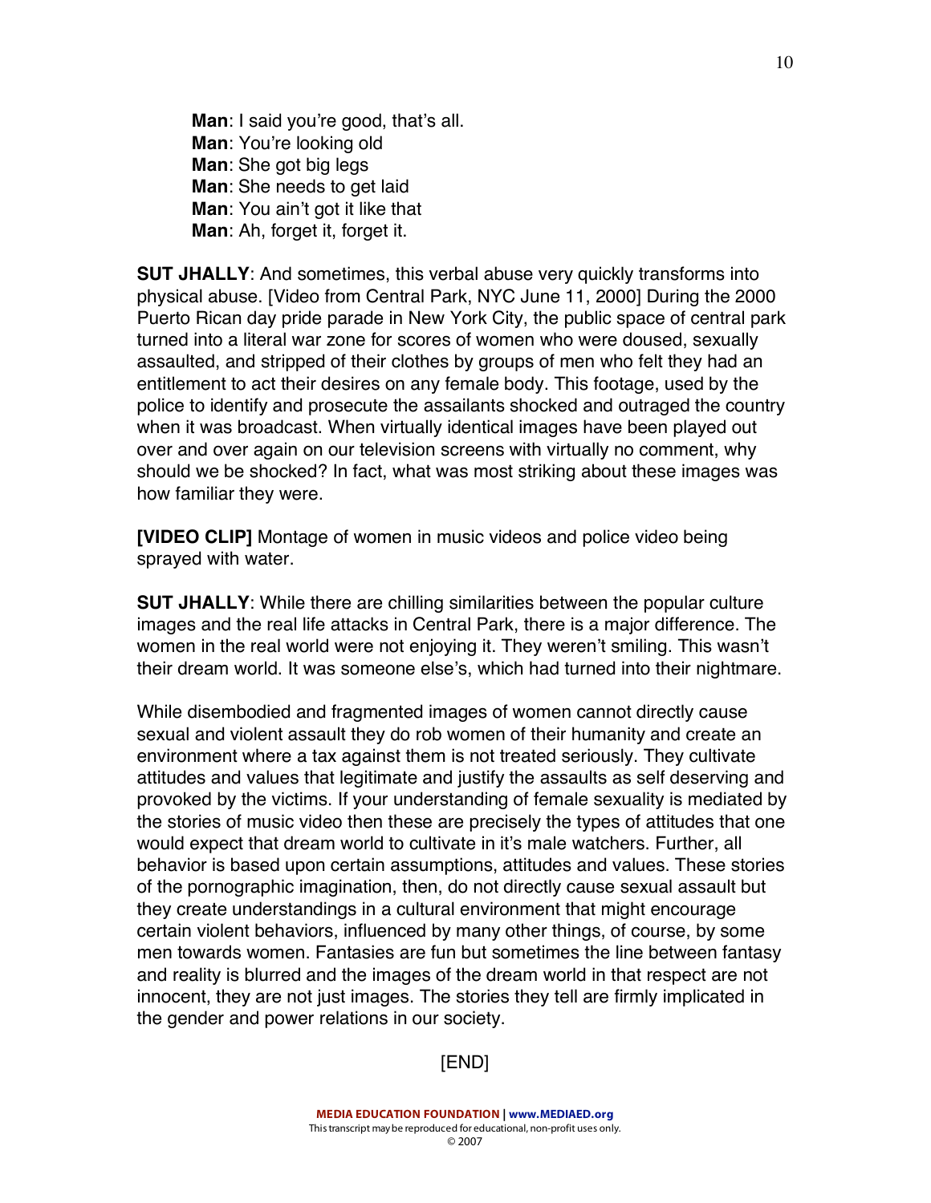**Man**: I said you're good, that's all.
**Man**: You're looking old
**Man**: She got big legs
**Man**: She needs to get laid
**Man**: You ain't got it like that
**Man**: Ah, forget it, forget it.

**SUT JHALLY**: And sometimes, this verbal abuse very quickly transforms into physical abuse. [Video from Central Park, NYC June 11, 2000] During the 2000 Puerto Rican day pride parade in New York City, the public space of central park turned into a literal war zone for scores of women who were doused, sexually assaulted, and stripped of their clothes by groups of men who felt they had an entitlement to act their desires on any female body. This footage, used by the police to identify and prosecute the assailants shocked and outraged the country when it was broadcast. When virtually identical images have been played out over and over again on our television screens with virtually no comment, why should we be shocked? In fact, what was most striking about these images was how familiar they were.

**[VIDEO CLIP]** Montage of women in music videos and police video being sprayed with water.

**SUT JHALLY**: While there are chilling similarities between the popular culture images and the real life attacks in Central Park, there is a major difference. The women in the real world were not enjoying it. They weren't smiling. This wasn't their dream world. It was someone else's, which had turned into their nightmare.

While disembodied and fragmented images of women cannot directly cause sexual and violent assault they do rob women of their humanity and create an environment where a tax against them is not treated seriously. They cultivate attitudes and values that legitimate and justify the assaults as self deserving and provoked by the victims. If your understanding of female sexuality is mediated by the stories of music video then these are precisely the types of attitudes that one would expect that dream world to cultivate in it's male watchers. Further, all behavior is based upon certain assumptions, attitudes and values. These stories of the pornographic imagination, then, do not directly cause sexual assault but they create understandings in a cultural environment that might encourage certain violent behaviors, influenced by many other things, of course, by some men towards women. Fantasies are fun but sometimes the line between fantasy and reality is blurred and the images of the dream world in that respect are not innocent, they are not just images. The stories they tell are firmly implicated in the gender and power relations in our society.

[END]

**MEDIA EDUCATION FOUNDATION | www.MEDIAED.org**
This transcript may be reproduced for educational, non-profit uses only.
© 2007